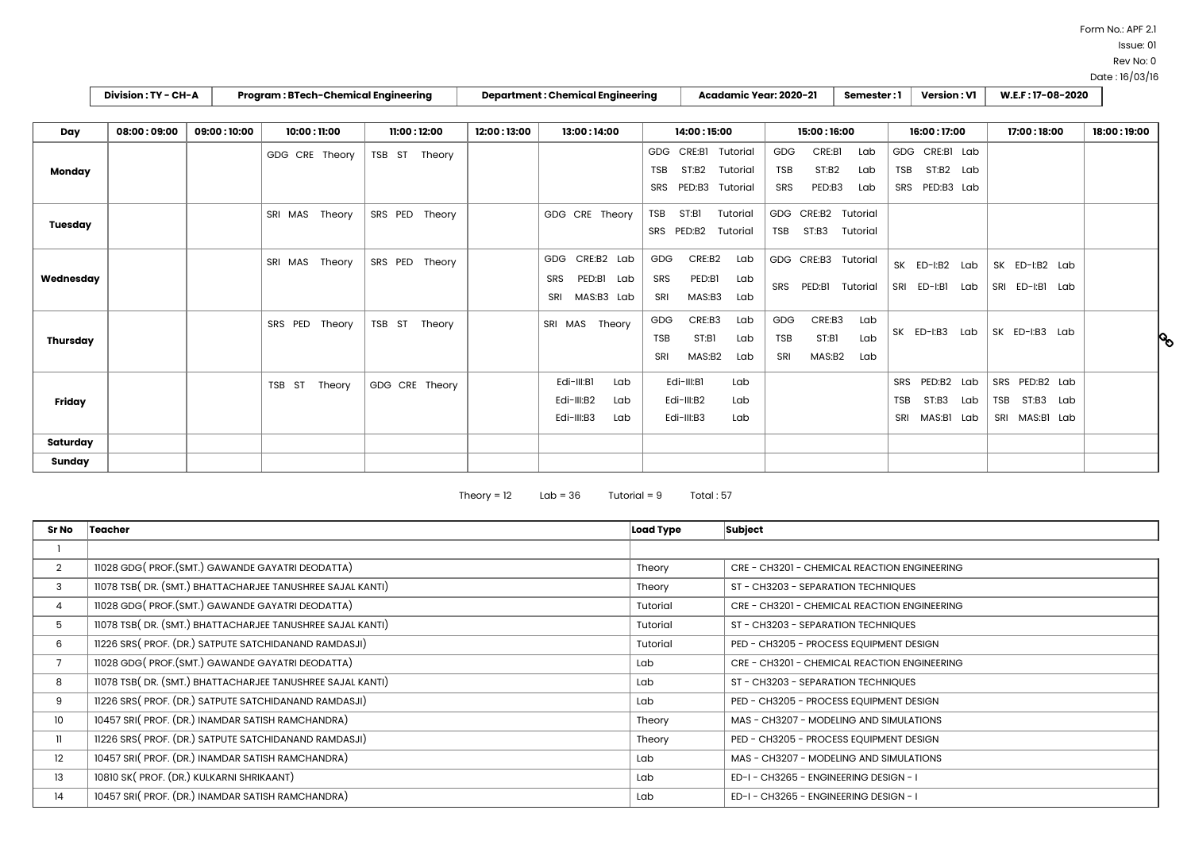Form No.: APF 2.1
Issue: 01
Rev No: 0
Date : 16/03/16

| Division : TY - CH-A | Program : BTech-Chemical Engineering | Department : Chemical Engineering | Acadamic Year: 2020-21 | Semester : 1 | Version : V1 | W.E.F : 17-08-2020 |
|---|---|---|---|---|---|---|

| Day | 08:00 : 09:00 | 09:00 : 10:00 | 10:00 : 11:00 | 11:00 : 12:00 | 12:00 : 13:00 | 13:00 : 14:00 | 14:00 : 15:00 | 15:00 : 16:00 | 16:00 : 17:00 | 17:00 : 18:00 | 18:00 : 19:00 |
|---|---|---|---|---|---|---|---|---|---|---|---|
| **Monday** | | | GDG CRE Theory | TSB ST Theory | | | GDG CRE:B1 Tutorial<br>TSB ST:B2 Tutorial<br>SRS PED:B3 Tutorial | GDG CRE:B1 Lab<br>TSB ST:B2 Lab<br>SRS PED:B3 Lab | GDG CRE:B1 Lab<br>TSB ST:B2 Lab<br>SRS PED:B3 Lab | | |
| **Tuesday** | | | SRI MAS Theory | SRS PED Theory | | GDG CRE Theory | TSB ST:B1 Tutorial<br>SRS PED:B2 Tutorial | GDG CRE:B2 Tutorial<br>TSB ST:B3 Tutorial | | | |
| **Wednesday** | | | SRI MAS Theory | SRS PED Theory | | GDG CRE:B2 Lab<br>SRS PED:B1 Lab<br>SRI MAS:B3 Lab | GDG CRE:B2 Lab<br>SRS PED:B1 Lab<br>SRI MAS:B3 Lab | GDG CRE:B3 Tutorial<br>SRS PED:B1 Tutorial | SK ED-I:B2 Lab<br>SRI ED-I:B1 Lab | SK ED-I:B2 Lab<br>SRI ED-I:B1 Lab | |
| **Thursday** | | | SRS PED Theory | TSB ST Theory | | SRI MAS Theory | GDG CRE:B3 Lab<br>TSB ST:B1 Lab<br>SRI MAS:B2 Lab | GDG CRE:B3 Lab<br>TSB ST:B1 Lab<br>SRI MAS:B2 Lab | SK ED-I:B3 Lab | SK ED-I:B3 Lab | |
| **Friday** | | | TSB ST Theory | GDG CRE Theory | | Edi-III:B1 Lab<br>Edi-III:B2 Lab<br>Edi-III:B3 Lab | Edi-III:B1 Lab<br>Edi-III:B2 Lab<br>Edi-III:B3 Lab | | SRS PED:B2 Lab<br>TSB ST:B3 Lab<br>SRI MAS:B1 Lab | SRS PED:B2 Lab<br>TSB ST:B3 Lab<br>SRI MAS:B1 Lab | |
| **Saturday** | | | | | | | | | | | |
| **Sunday** | | | | | | | | | | | |

Theory = 12 Lab = 36 Tutorial = 9 Total : 57

| Sr No | Teacher | Load Type | Subject |
|---|---|---|---|
| 1 | | | |
| 2 | 11028 GDG( PROF.(SMT.) GAWANDE GAYATRI DEODATTA) | Theory | CRE - CH3201 - CHEMICAL REACTION ENGINEERING |
| 3 | 11078 TSB( DR. (SMT.) BHATTACHARJEE TANUSHREE SAJAL KANTI) | Theory | ST - CH3203 - SEPARATION TECHNIQUES |
| 4 | 11028 GDG( PROF.(SMT.) GAWANDE GAYATRI DEODATTA) | Tutorial | CRE - CH3201 - CHEMICAL REACTION ENGINEERING |
| 5 | 11078 TSB( DR. (SMT.) BHATTACHARJEE TANUSHREE SAJAL KANTI) | Tutorial | ST - CH3203 - SEPARATION TECHNIQUES |
| 6 | 11226 SRS( PROF. (DR.) SATPUTE SATCHIDANAND RAMDASJI) | Tutorial | PED - CH3205 - PROCESS EQUIPMENT DESIGN |
| 7 | 11028 GDG( PROF.(SMT.) GAWANDE GAYATRI DEODATTA) | Lab | CRE - CH3201 - CHEMICAL REACTION ENGINEERING |
| 8 | 11078 TSB( DR. (SMT.) BHATTACHARJEE TANUSHREE SAJAL KANTI) | Lab | ST - CH3203 - SEPARATION TECHNIQUES |
| 9 | 11226 SRS( PROF. (DR.) SATPUTE SATCHIDANAND RAMDASJI) | Lab | PED - CH3205 - PROCESS EQUIPMENT DESIGN |
| 10 | 10457 SRI( PROF. (DR.) INAMDAR SATISH RAMCHANDRA) | Theory | MAS - CH3207 - MODELING AND SIMULATIONS |
| 11 | 11226 SRS( PROF. (DR.) SATPUTE SATCHIDANAND RAMDASJI) | Theory | PED - CH3205 - PROCESS EQUIPMENT DESIGN |
| 12 | 10457 SRI( PROF. (DR.) INAMDAR SATISH RAMCHANDRA) | Lab | MAS - CH3207 - MODELING AND SIMULATIONS |
| 13 | 10810 SK( PROF. (DR.) KULKARNI SHRIKAANT) | Lab | ED-I - CH3265 - ENGINEERING DESIGN - I |
| 14 | 10457 SRI( PROF. (DR.) INAMDAR SATISH RAMCHANDRA) | Lab | ED-I - CH3265 - ENGINEERING DESIGN - I |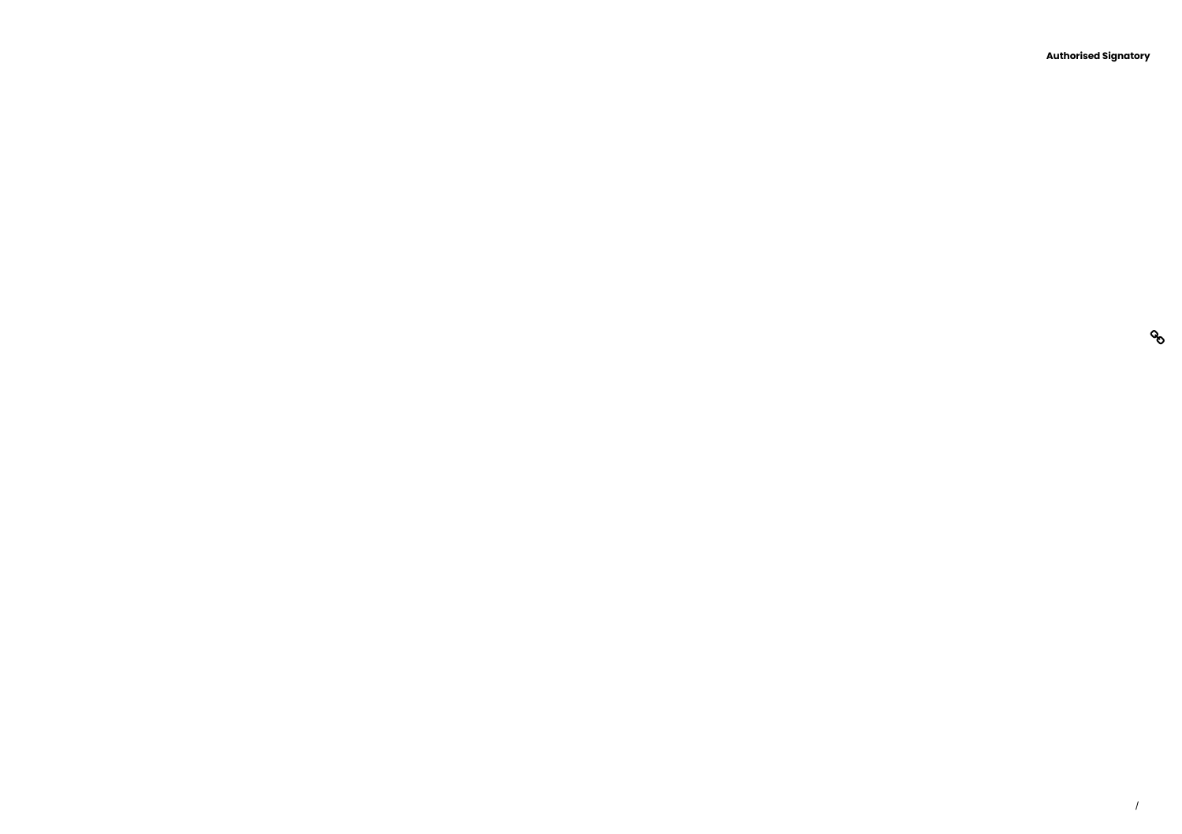**Authorised Signatory**